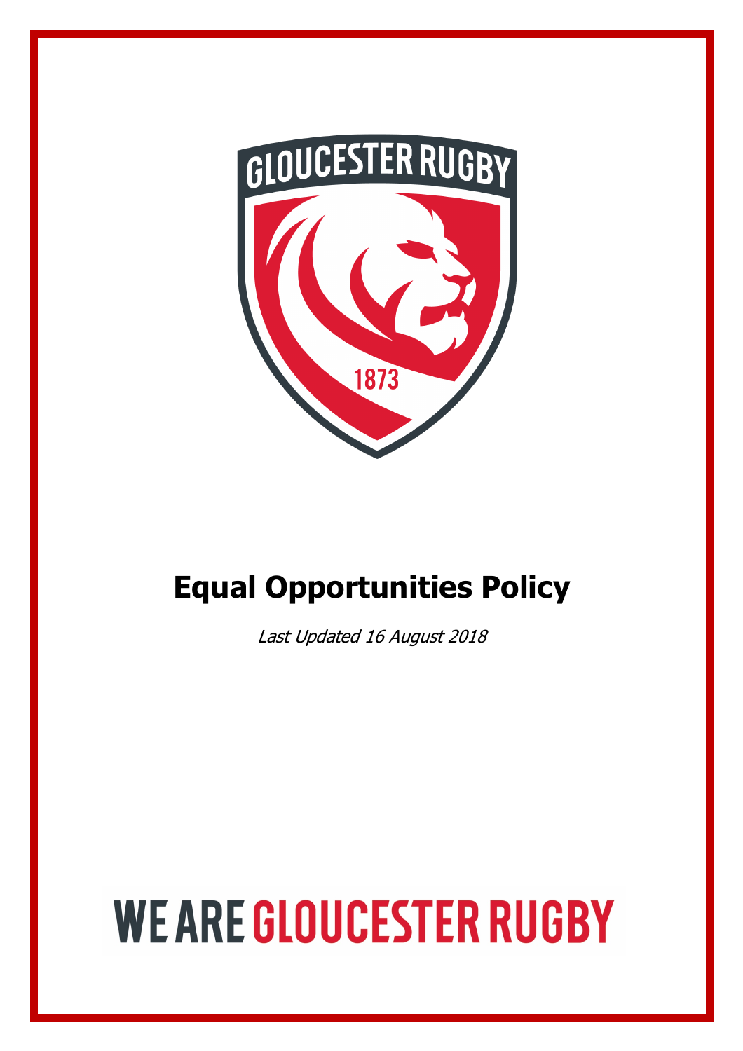# Equal Opportunities Policy

*Last Updated 16 August 2018*

WE ARE GLOUCESTER RUGBY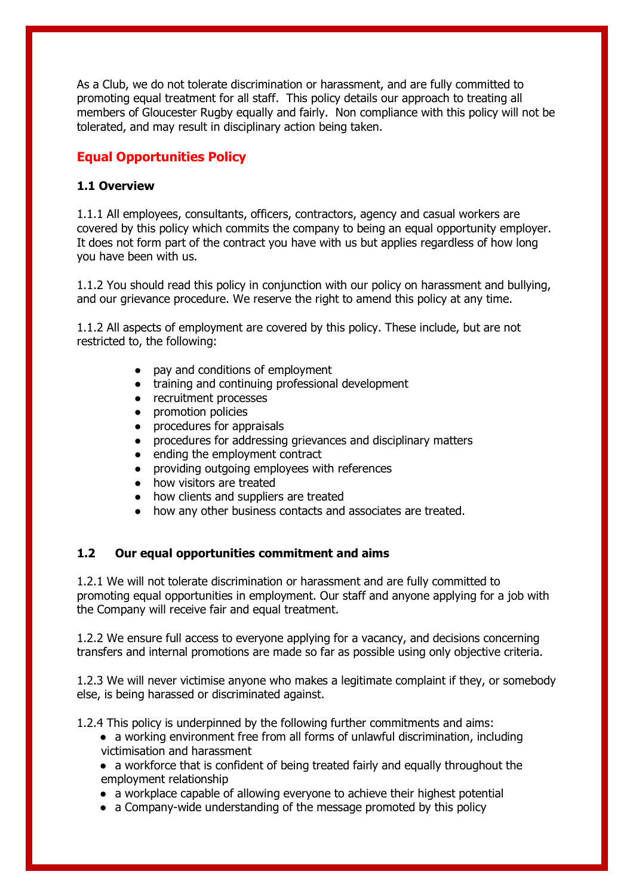As a Club, we do not tolerate discrimination or harassment, and are fully committed to promoting equal treatment for all staff. This policy details our approach to treating all members of Gloucester Rugby equally and fairly. Non compliance with this policy will not be tolerated, and may result in disciplinary action being taken.

## Equal Opportunities Policy

### 1.1 Overview

1.1.1 All employees, consultants, officers, contractors, agency and casual workers are covered by this policy which commits the company to being an equal opportunity employer. It does not form part of the contract you have with us but applies regardless of how long you have been with us.

1.1.2 You should read this policy in conjunction with our policy on harassment and bullying, and our grievance procedure. We reserve the right to amend this policy at any time.

1.1.2 All aspects of employment are covered by this policy. These include, but are not restricted to, the following:

- pay and conditions of employment
- training and continuing professional development
- recruitment processes
- promotion policies
- procedures for appraisals
- procedures for addressing grievances and disciplinary matters
- ending the employment contract
- providing outgoing employees with references
- how visitors are treated
- how clients and suppliers are treated
- how any other business contacts and associates are treated.

### 1.2 Our equal opportunities commitment and aims

1.2.1 We will not tolerate discrimination or harassment and are fully committed to promoting equal opportunities in employment. Our staff and anyone applying for a job with the Company will receive fair and equal treatment.

1.2.2 We ensure full access to everyone applying for a vacancy, and decisions concerning transfers and internal promotions are made so far as possible using only objective criteria.

1.2.3 We will never victimise anyone who makes a legitimate complaint if they, or somebody else, is being harassed or discriminated against.

1.2.4 This policy is underpinned by the following further commitments and aims:

- a working environment free from all forms of unlawful discrimination, including victimisation and harassment
- a workforce that is confident of being treated fairly and equally throughout the employment relationship
- a workplace capable of allowing everyone to achieve their highest potential
- a Company-wide understanding of the message promoted by this policy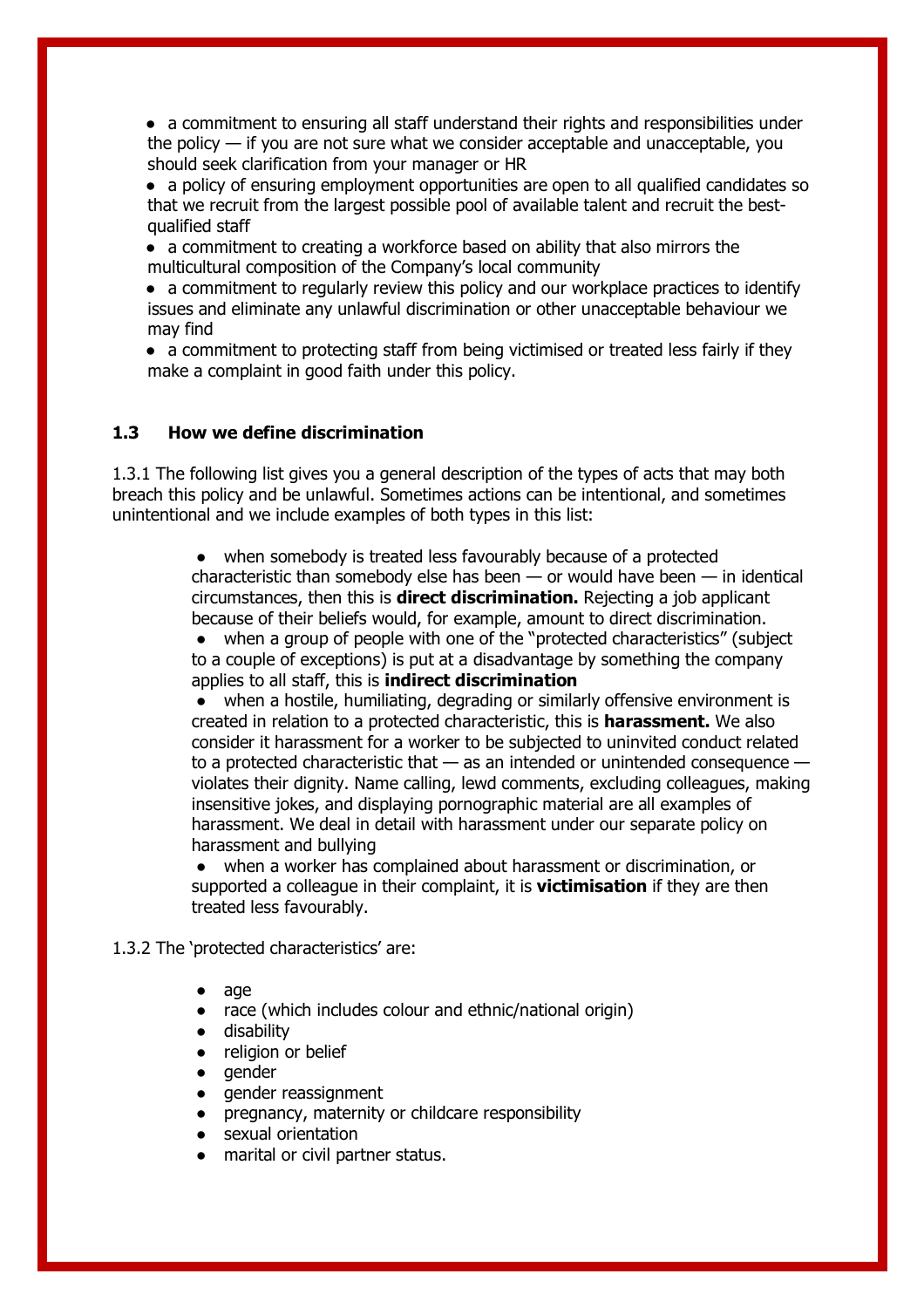- a commitment to ensuring all staff understand their rights and responsibilities under the policy — if you are not sure what we consider acceptable and unacceptable, you should seek clarification from your manager or HR
- a policy of ensuring employment opportunities are open to all qualified candidates so that we recruit from the largest possible pool of available talent and recruit the best-qualified staff
- a commitment to creating a workforce based on ability that also mirrors the multicultural composition of the Company's local community
- a commitment to regularly review this policy and our workplace practices to identify issues and eliminate any unlawful discrimination or other unacceptable behaviour we may find
- a commitment to protecting staff from being victimised or treated less fairly if they make a complaint in good faith under this policy.

### 1.3 How we define discrimination

1.3.1 The following list gives you a general description of the types of acts that may both breach this policy and be unlawful. Sometimes actions can be intentional, and sometimes unintentional and we include examples of both types in this list:

- when somebody is treated less favourably because of a protected characteristic than somebody else has been — or would have been — in identical circumstances, then this is **direct discrimination.** Rejecting a job applicant because of their beliefs would, for example, amount to direct discrimination.
- when a group of people with one of the "protected characteristics" (subject to a couple of exceptions) is put at a disadvantage by something the company applies to all staff, this is **indirect discrimination**
- when a hostile, humiliating, degrading or similarly offensive environment is created in relation to a protected characteristic, this is **harassment.** We also consider it harassment for a worker to be subjected to uninvited conduct related to a protected characteristic that — as an intended or unintended consequence — violates their dignity. Name calling, lewd comments, excluding colleagues, making insensitive jokes, and displaying pornographic material are all examples of harassment. We deal in detail with harassment under our separate policy on harassment and bullying
- when a worker has complained about harassment or discrimination, or supported a colleague in their complaint, it is **victimisation** if they are then treated less favourably.

1.3.2 The 'protected characteristics' are:

- age
- race (which includes colour and ethnic/national origin)
- disability
- religion or belief
- gender
- gender reassignment
- pregnancy, maternity or childcare responsibility
- sexual orientation
- marital or civil partner status.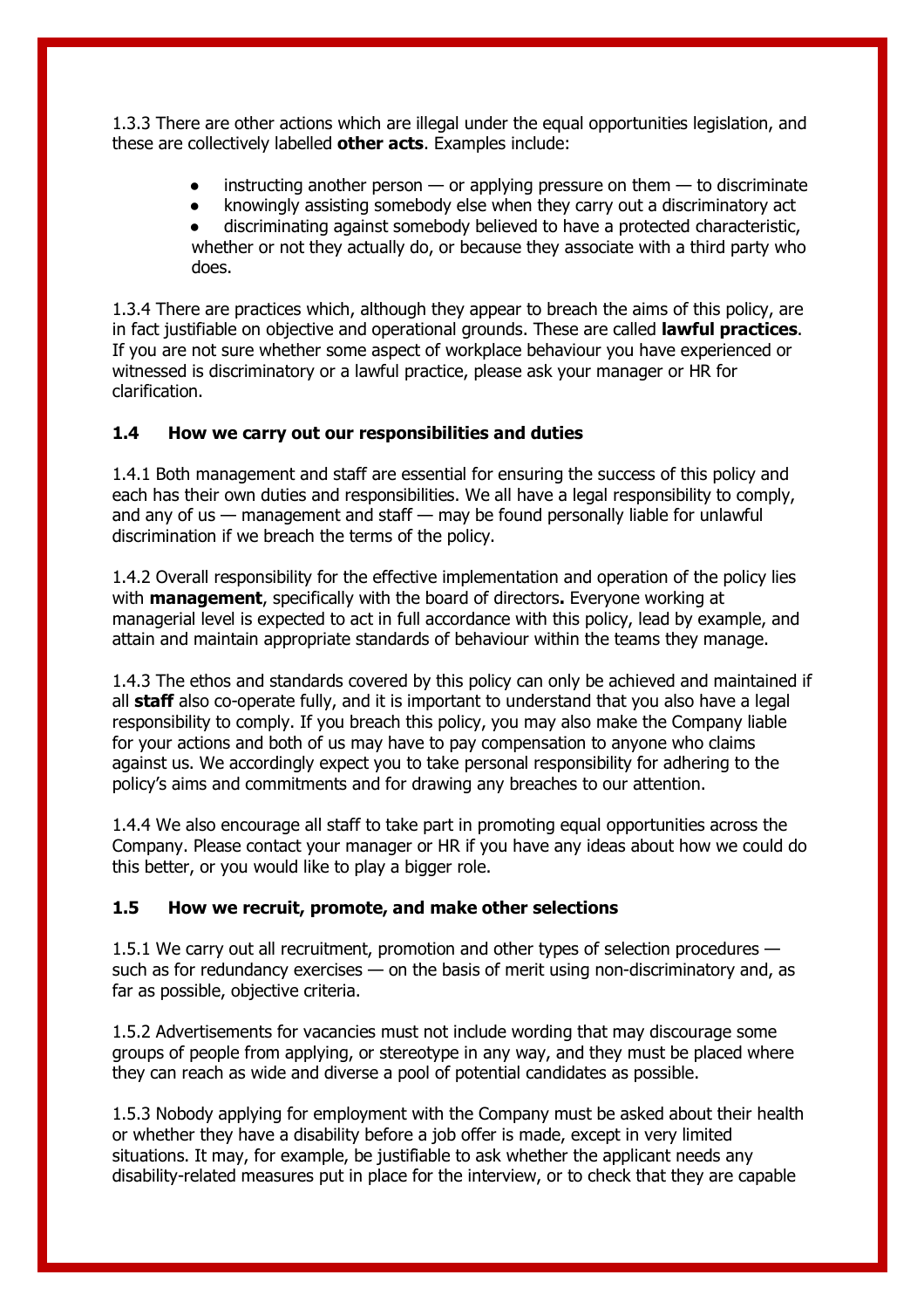1.3.3 There are other actions which are illegal under the equal opportunities legislation, and these are collectively labelled **other acts**. Examples include:

- instructing another person — or applying pressure on them — to discriminate
- knowingly assisting somebody else when they carry out a discriminatory act
- discriminating against somebody believed to have a protected characteristic, whether or not they actually do, or because they associate with a third party who does.

1.3.4 There are practices which, although they appear to breach the aims of this policy, are in fact justifiable on objective and operational grounds. These are called **lawful practices**. If you are not sure whether some aspect of workplace behaviour you have experienced or witnessed is discriminatory or a lawful practice, please ask your manager or HR for clarification.

### 1.4 How we carry out our responsibilities and duties

1.4.1 Both management and staff are essential for ensuring the success of this policy and each has their own duties and responsibilities. We all have a legal responsibility to comply, and any of us — management and staff — may be found personally liable for unlawful discrimination if we breach the terms of the policy.

1.4.2 Overall responsibility for the effective implementation and operation of the policy lies with **management**, specifically with the board of directors**.** Everyone working at managerial level is expected to act in full accordance with this policy, lead by example, and attain and maintain appropriate standards of behaviour within the teams they manage.

1.4.3 The ethos and standards covered by this policy can only be achieved and maintained if all **staff** also co-operate fully, and it is important to understand that you also have a legal responsibility to comply. If you breach this policy, you may also make the Company liable for your actions and both of us may have to pay compensation to anyone who claims against us. We accordingly expect you to take personal responsibility for adhering to the policy's aims and commitments and for drawing any breaches to our attention.

1.4.4 We also encourage all staff to take part in promoting equal opportunities across the Company. Please contact your manager or HR if you have any ideas about how we could do this better, or you would like to play a bigger role.

### 1.5 How we recruit, promote, and make other selections

1.5.1 We carry out all recruitment, promotion and other types of selection procedures — such as for redundancy exercises — on the basis of merit using non-discriminatory and, as far as possible, objective criteria.

1.5.2 Advertisements for vacancies must not include wording that may discourage some groups of people from applying, or stereotype in any way, and they must be placed where they can reach as wide and diverse a pool of potential candidates as possible.

1.5.3 Nobody applying for employment with the Company must be asked about their health or whether they have a disability before a job offer is made, except in very limited situations. It may, for example, be justifiable to ask whether the applicant needs any disability-related measures put in place for the interview, or to check that they are capable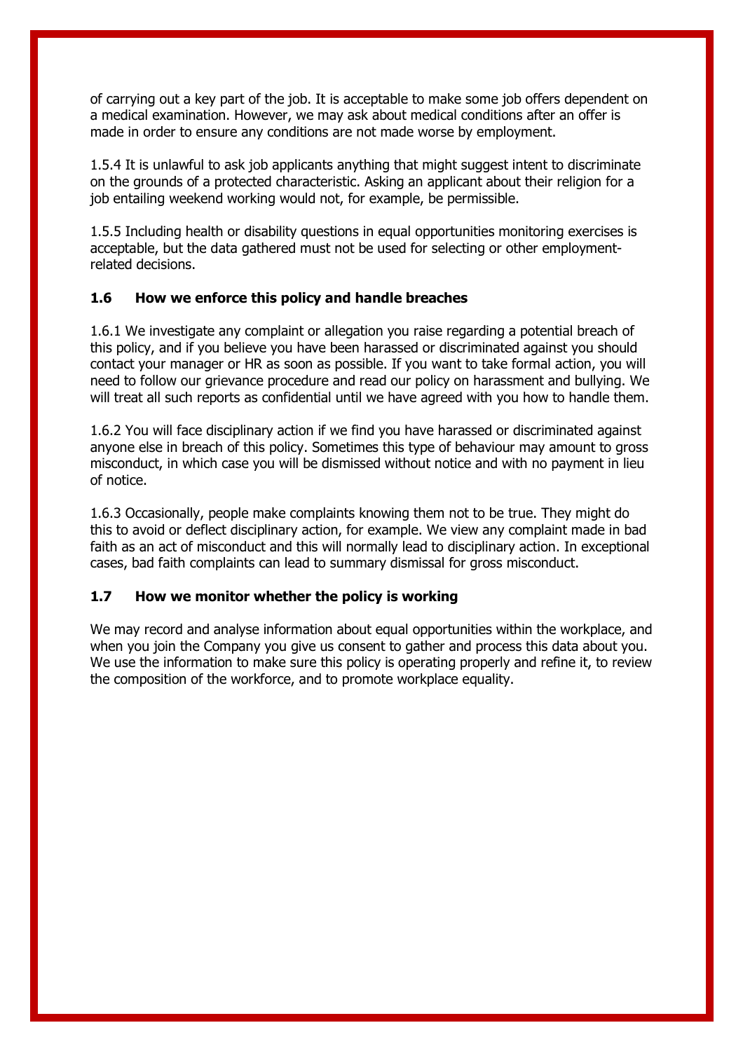of carrying out a key part of the job. It is acceptable to make some job offers dependent on a medical examination. However, we may ask about medical conditions after an offer is made in order to ensure any conditions are not made worse by employment.

1.5.4 It is unlawful to ask job applicants anything that might suggest intent to discriminate on the grounds of a protected characteristic. Asking an applicant about their religion for a job entailing weekend working would not, for example, be permissible.

1.5.5 Including health or disability questions in equal opportunities monitoring exercises is acceptable, but the data gathered must not be used for selecting or other employment-related decisions.

### 1.6 How we enforce this policy and handle breaches

1.6.1 We investigate any complaint or allegation you raise regarding a potential breach of this policy, and if you believe you have been harassed or discriminated against you should contact your manager or HR as soon as possible. If you want to take formal action, you will need to follow our grievance procedure and read our policy on harassment and bullying. We will treat all such reports as confidential until we have agreed with you how to handle them.

1.6.2 You will face disciplinary action if we find you have harassed or discriminated against anyone else in breach of this policy. Sometimes this type of behaviour may amount to gross misconduct, in which case you will be dismissed without notice and with no payment in lieu of notice.

1.6.3 Occasionally, people make complaints knowing them not to be true. They might do this to avoid or deflect disciplinary action, for example. We view any complaint made in bad faith as an act of misconduct and this will normally lead to disciplinary action. In exceptional cases, bad faith complaints can lead to summary dismissal for gross misconduct.

### 1.7 How we monitor whether the policy is working

We may record and analyse information about equal opportunities within the workplace, and when you join the Company you give us consent to gather and process this data about you. We use the information to make sure this policy is operating properly and refine it, to review the composition of the workforce, and to promote workplace equality.